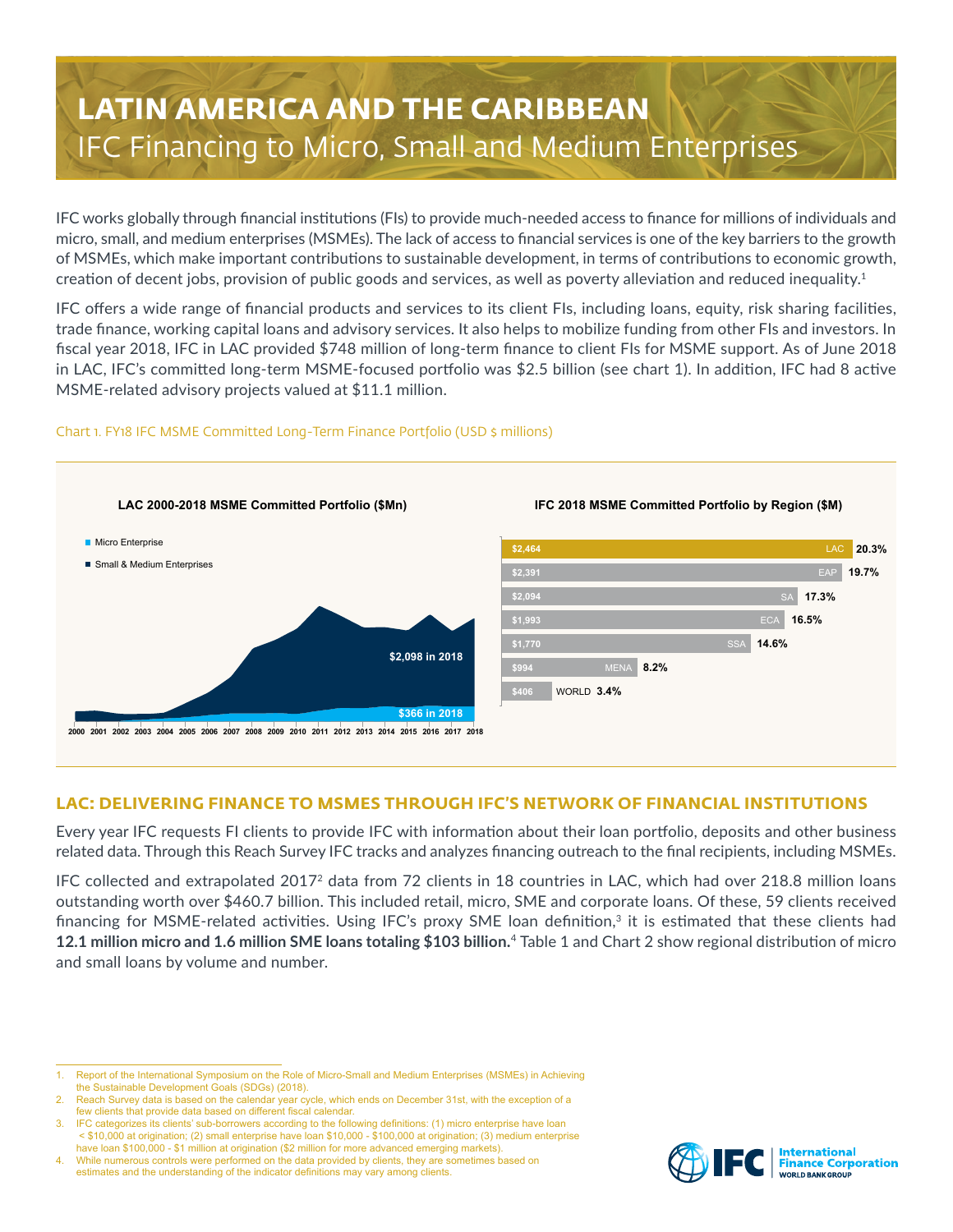# LATIN AMERICA AND THE CARIBBEAN
## IFC Financing to Micro, Small and Medium Enterprises

IFC works globally through financial institutions (FIs) to provide much-needed access to finance for millions of individuals and micro, small, and medium enterprises (MSMEs). The lack of access to financial services is one of the key barriers to the growth of MSMEs, which make important contributions to sustainable development, in terms of contributions to economic growth, creation of decent jobs, provision of public goods and services, as well as poverty alleviation and reduced inequality.[1]

IFC offers a wide range of financial products and services to its client FIs, including loans, equity, risk sharing facilities, trade finance, working capital loans and advisory services. It also helps to mobilize funding from other FIs and investors. In fiscal year 2018, IFC in LAC provided $748 million of long-term finance to client FIs for MSME support. As of June 2018 in LAC, IFC's committed long-term MSME-focused portfolio was $2.5 billion (see chart 1). In addition, IFC had 8 active MSME-related advisory projects valued at $11.1 million.

Chart 1. FY18 IFC MSME Committed Long-Term Finance Portfolio (USD $ millions)

**LAC 2000-2018 MSME Committed Portfolio ($Mn)**

- Micro Enterprise: $366 in 2018
- Small & Medium Enterprises: $2,098 in 2018

**IFC 2018 MSME Committed Portfolio by Region ($M)**

| Region | Amount | Share |
|---|---|---|
| LAC | $2,464 | 20.3% |
| EAP | $2,391 | 19.7% |
| SA | $2,094 | 17.3% |
| ECA | $1,993 | 16.5% |
| SSA | $1,770 | 14.6% |
| MENA | $994 | 8.2% |
| WORLD | $406 | 3.4% |

## LAC: DELIVERING FINANCE TO MSMES THROUGH IFC'S NETWORK OF FINANCIAL INSTITUTIONS

Every year IFC requests FI clients to provide IFC with information about their loan portfolio, deposits and other business related data. Through this Reach Survey IFC tracks and analyzes financing outreach to the final recipients, including MSMEs.

IFC collected and extrapolated 2017[2] data from 72 clients in 18 countries in LAC, which had over 218.8 million loans outstanding worth over $460.7 billion. This included retail, micro, SME and corporate loans. Of these, 59 clients received financing for MSME-related activities. Using IFC's proxy SME loan definition,[3] it is estimated that these clients had **12.1 million micro and 1.6 million SME loans totaling $103 billion.**[4] Table 1 and Chart 2 show regional distribution of micro and small loans by volume and number.

1. Report of the International Symposium on the Role of Micro-Small and Medium Enterprises (MSMEs) in Achieving the Sustainable Development Goals (SDGs) (2018).
2. Reach Survey data is based on the calendar year cycle, which ends on December 31st, with the exception of a few clients that provide data based on different fiscal calendar.
3. IFC categorizes its clients' sub-borrowers according to the following definitions: (1) micro enterprise have loan < $10,000 at origination; (2) small enterprise have loan $10,000 - $100,000 at origination; (3) medium enterprise have loan $100,000 - $1 million at origination ($2 million for more advanced emerging markets).
4. While numerous controls were performed on the data provided by clients, they are sometimes based on estimates and the understanding of the indicator definitions may vary among clients.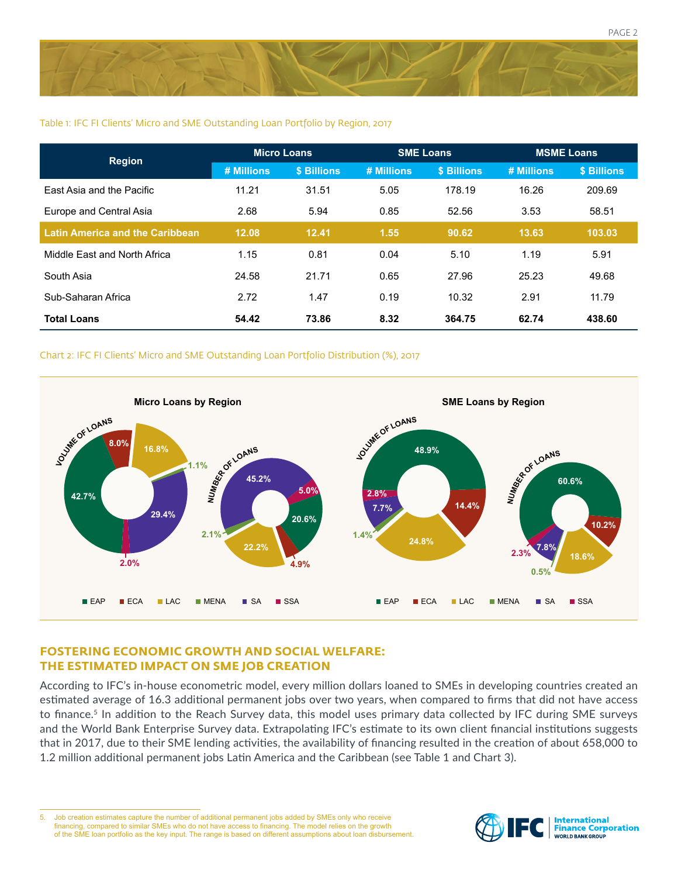Table 1: IFC FI Clients' Micro and SME Outstanding Loan Portfolio by Region, 2017

| Region | Micro Loans | | SME Loans | | MSME Loans | |
|---|---|---|---|---|---|---|
| | # Millions | $ Billions | # Millions | $ Billions | # Millions | $ Billions |
| East Asia and the Pacific | 11.21 | 31.51 | 5.05 | 178.19 | 16.26 | 209.69 |
| Europe and Central Asia | 2.68 | 5.94 | 0.85 | 52.56 | 3.53 | 58.51 |
| **Latin America and the Caribbean** | **12.08** | **12.41** | **1.55** | **90.62** | **13.63** | **103.03** |
| Middle East and North Africa | 1.15 | 0.81 | 0.04 | 5.10 | 1.19 | 5.91 |
| South Asia | 24.58 | 21.71 | 0.65 | 27.96 | 25.23 | 49.68 |
| Sub-Saharan Africa | 2.72 | 1.47 | 0.19 | 10.32 | 2.91 | 11.79 |
| **Total Loans** | **54.42** | **73.86** | **8.32** | **364.75** | **62.74** | **438.60** |

Chart 2: IFC FI Clients' Micro and SME Outstanding Loan Portfolio Distribution (%), 2017

**Micro Loans by Region**

| Region | Volume of Loans | Number of Loans |
|---|---|---|
| EAP | 42.7% | 20.6% |
| ECA | 8.0% | 4.9% |
| LAC | 16.8% | 22.2% |
| MENA | 1.1% | 2.1% |
| SA | 29.4% | 45.2% |
| SSA | 2.0% | 5.0% |

**SME Loans by Region**

| Region | Volume of Loans | Number of Loans |
|---|---|---|
| EAP | 48.9% | 60.6% |
| ECA | 14.4% | 10.2% |
| LAC | 24.8% | 18.6% |
| MENA | 1.4% | 0.5% |
| SA | 7.7% | 7.8% |
| SSA | 2.8% | 2.3% |

## FOSTERING ECONOMIC GROWTH AND SOCIAL WELFARE: THE ESTIMATED IMPACT ON SME JOB CREATION

According to IFC's in-house econometric model, every million dollars loaned to SMEs in developing countries created an estimated average of 16.3 additional permanent jobs over two years, when compared to firms that did not have access to finance.[5] In addition to the Reach Survey data, this model uses primary data collected by IFC during SME surveys and the World Bank Enterprise Survey data. Extrapolating IFC's estimate to its own client financial institutions suggests that in 2017, due to their SME lending activities, the availability of financing resulted in the creation of about 658,000 to 1.2 million additional permanent jobs Latin America and the Caribbean (see Table 1 and Chart 3).

5. Job creation estimates capture the number of additional permanent jobs added by SMEs only who receive financing, compared to similar SMEs who do not have access to financing. The model relies on the growth of the SME loan portfolio as the key input. The range is based on different assumptions about loan disbursement.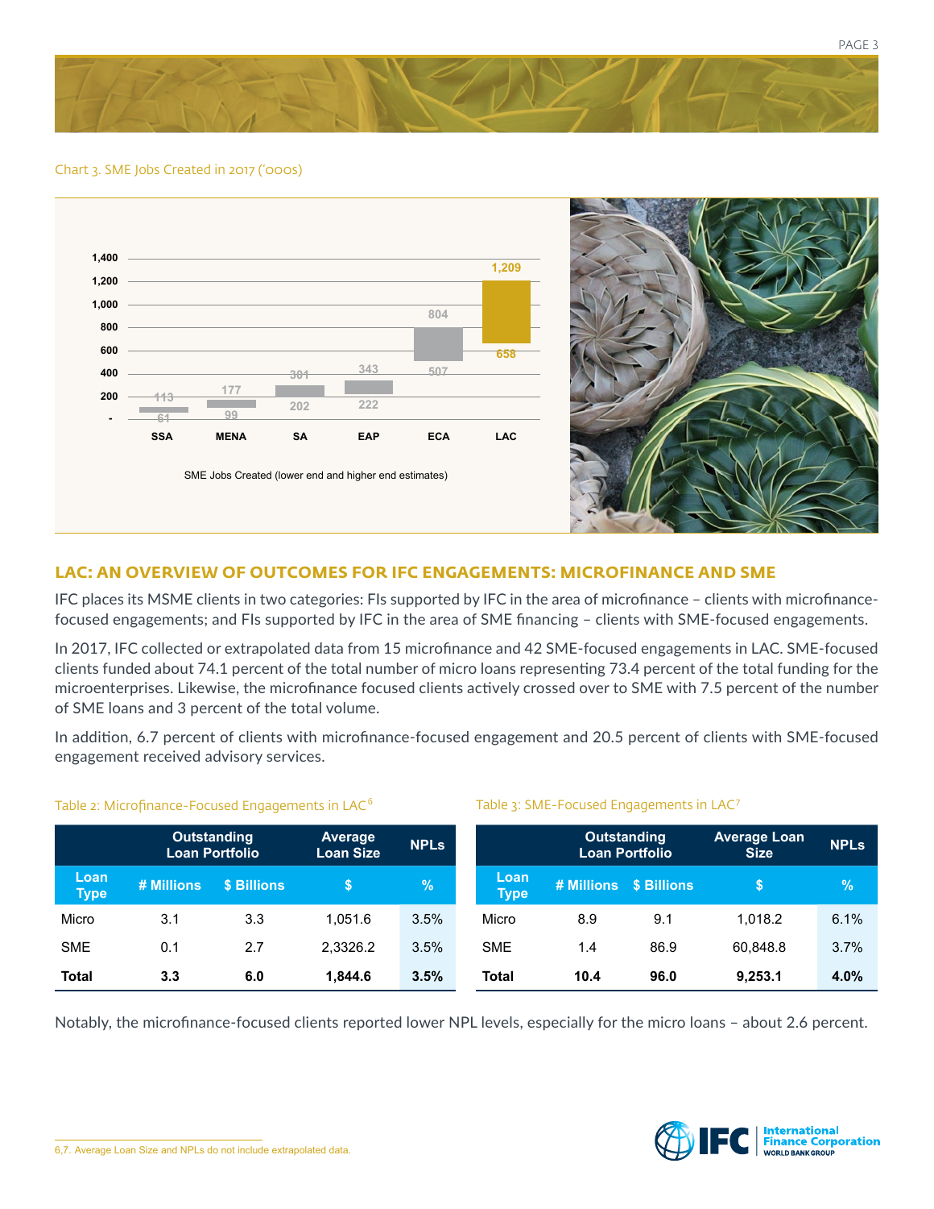Chart 3. SME Jobs Created in 2017 ('000s)

| Region | Lower end | Higher end |
|---|---|---|
| SSA | 61 | 113 |
| MENA | 99 | 177 |
| SA | 202 | 301 |
| EAP | 222 | 343 |
| ECA | 507 | 804 |
| LAC | 658 | 1,209 |

SME Jobs Created (lower end and higher end estimates)

## LAC: AN OVERVIEW OF OUTCOMES FOR IFC ENGAGEMENTS: MICROFINANCE AND SME

IFC places its MSME clients in two categories: FIs supported by IFC in the area of microfinance – clients with microfinance-focused engagements; and FIs supported by IFC in the area of SME financing – clients with SME-focused engagements.

In 2017, IFC collected or extrapolated data from 15 microfinance and 42 SME-focused engagements in LAC. SME-focused clients funded about 74.1 percent of the total number of micro loans representing 73.4 percent of the total funding for the microenterprises. Likewise, the microfinance focused clients actively crossed over to SME with 7.5 percent of the number of SME loans and 3 percent of the total volume.

In addition, 6.7 percent of clients with microfinance-focused engagement and 20.5 percent of clients with SME-focused engagement received advisory services.

Table 2: Microfinance-Focused Engagements in LAC[6]

| | Outstanding Loan Portfolio | | Average Loan Size | NPLs |
|---|---|---|---|---|
| Loan Type | # Millions | $ Billions | $ | % |
| Micro | 3.1 | 3.3 | 1,051.6 | 3.5% |
| SME | 0.1 | 2.7 | 2,3326.2 | 3.5% |
| **Total** | **3.3** | **6.0** | **1,844.6** | **3.5%** |

Table 3: SME-Focused Engagements in LAC[7]

| | Outstanding Loan Portfolio | | Average Loan Size | NPLs |
|---|---|---|---|---|
| Loan Type | # Millions | $ Billions | $ | % |
| Micro | 8.9 | 9.1 | 1,018.2 | 6.1% |
| SME | 1.4 | 86.9 | 60,848.8 | 3.7% |
| **Total** | **10.4** | **96.0** | **9,253.1** | **4.0%** |

Notably, the microfinance-focused clients reported lower NPL levels, especially for the micro loans – about 2.6 percent.

6,7. Average Loan Size and NPLs do not include extrapolated data.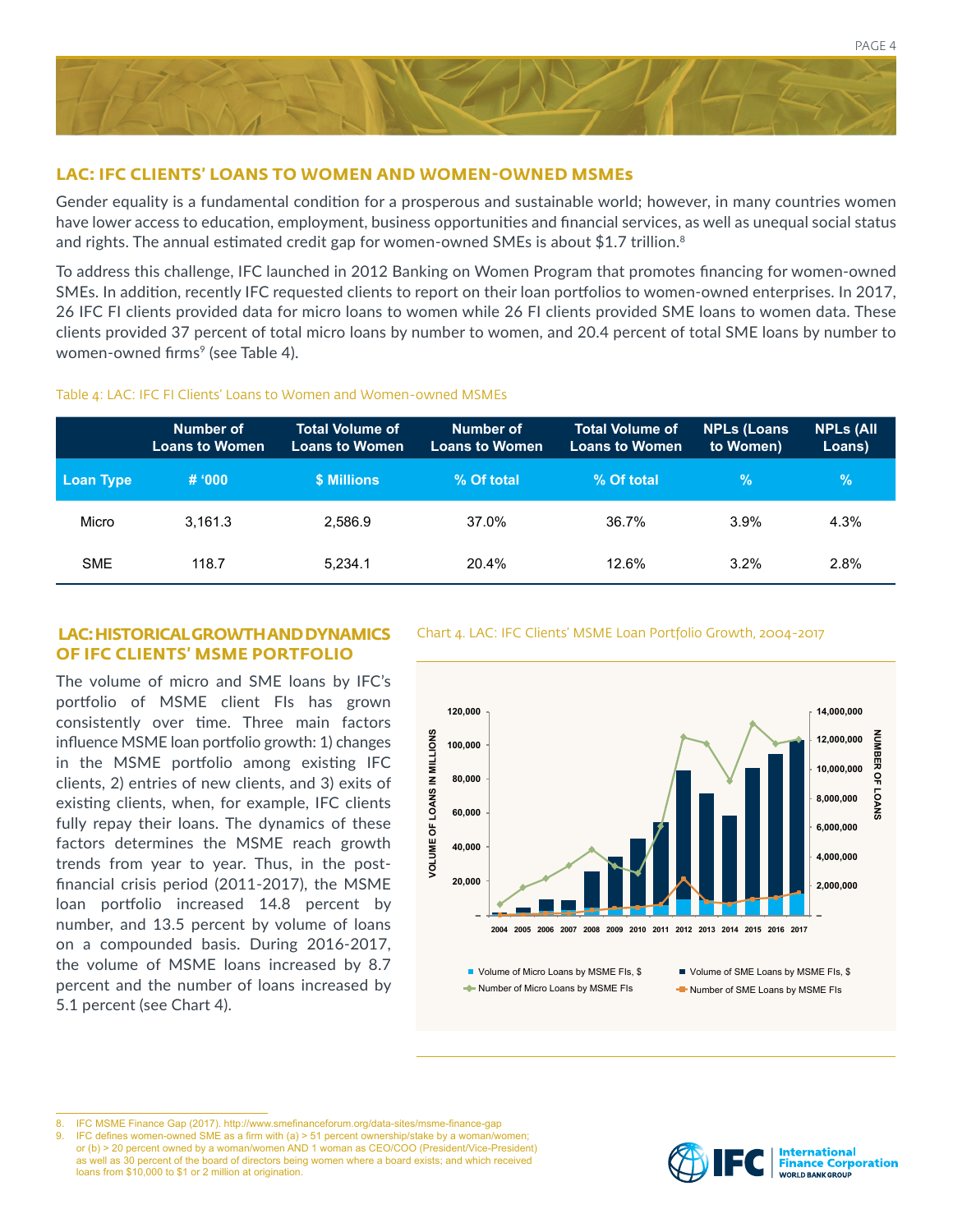## LAC: IFC CLIENTS' LOANS TO WOMEN AND WOMEN-OWNED MSMEs

Gender equality is a fundamental condition for a prosperous and sustainable world; however, in many countries women have lower access to education, employment, business opportunities and financial services, as well as unequal social status and rights. The annual estimated credit gap for women-owned SMEs is about $1.7 trillion.[8]

To address this challenge, IFC launched in 2012 Banking on Women Program that promotes financing for women-owned SMEs. In addition, recently IFC requested clients to report on their loan portfolios to women-owned enterprises. In 2017, 26 IFC FI clients provided data for micro loans to women while 26 FI clients provided SME loans to women data. These clients provided 37 percent of total micro loans by number to women, and 20.4 percent of total SME loans by number to women-owned firms[9] (see Table 4).

Table 4: LAC: IFC FI Clients' Loans to Women and Women-owned MSMEs

| | Number of Loans to Women | Total Volume of Loans to Women | Number of Loans to Women | Total Volume of Loans to Women | NPLs (Loans to Women) | NPLs (All Loans) |
|---|---|---|---|---|---|---|
| **Loan Type** | **# '000** | **$ Millions** | **% Of total** | **% Of total** | **%** | **%** |
| Micro | 3,161.3 | 2,586.9 | 37.0% | 36.7% | 3.9% | 4.3% |
| SME | 118.7 | 5,234.1 | 20.4% | 12.6% | 3.2% | 2.8% |

## LAC: HISTORICAL GROWTH AND DYNAMICS OF IFC CLIENTS' MSME PORTFOLIO

The volume of micro and SME loans by IFC's portfolio of MSME client FIs has grown consistently over time. Three main factors influence MSME loan portfolio growth: 1) changes in the MSME portfolio among existing IFC clients, 2) entries of new clients, and 3) exits of existing clients, when, for example, IFC clients fully repay their loans. The dynamics of these factors determines the MSME reach growth trends from year to year. Thus, in the post-financial crisis period (2011-2017), the MSME loan portfolio increased 14.8 percent by number, and 13.5 percent by volume of loans on a compounded basis. During 2016-2017, the volume of MSME loans increased by 8.7 percent and the number of loans increased by 5.1 percent (see Chart 4).

Chart 4. LAC: IFC Clients' MSME Loan Portfolio Growth, 2004-2017

---

8. IFC MSME Finance Gap (2017). http://www.smefinanceforum.org/data-sites/msme-finance-gap
9. IFC defines women-owned SME as a firm with (a) > 51 percent ownership/stake by a woman/women; or (b) > 20 percent owned by a woman/women AND 1 woman as CEO/COO (President/Vice-President) as well as 30 percent of the board of directors being women where a board exists; and which received loans from $10,000 to $1 or 2 million at origination.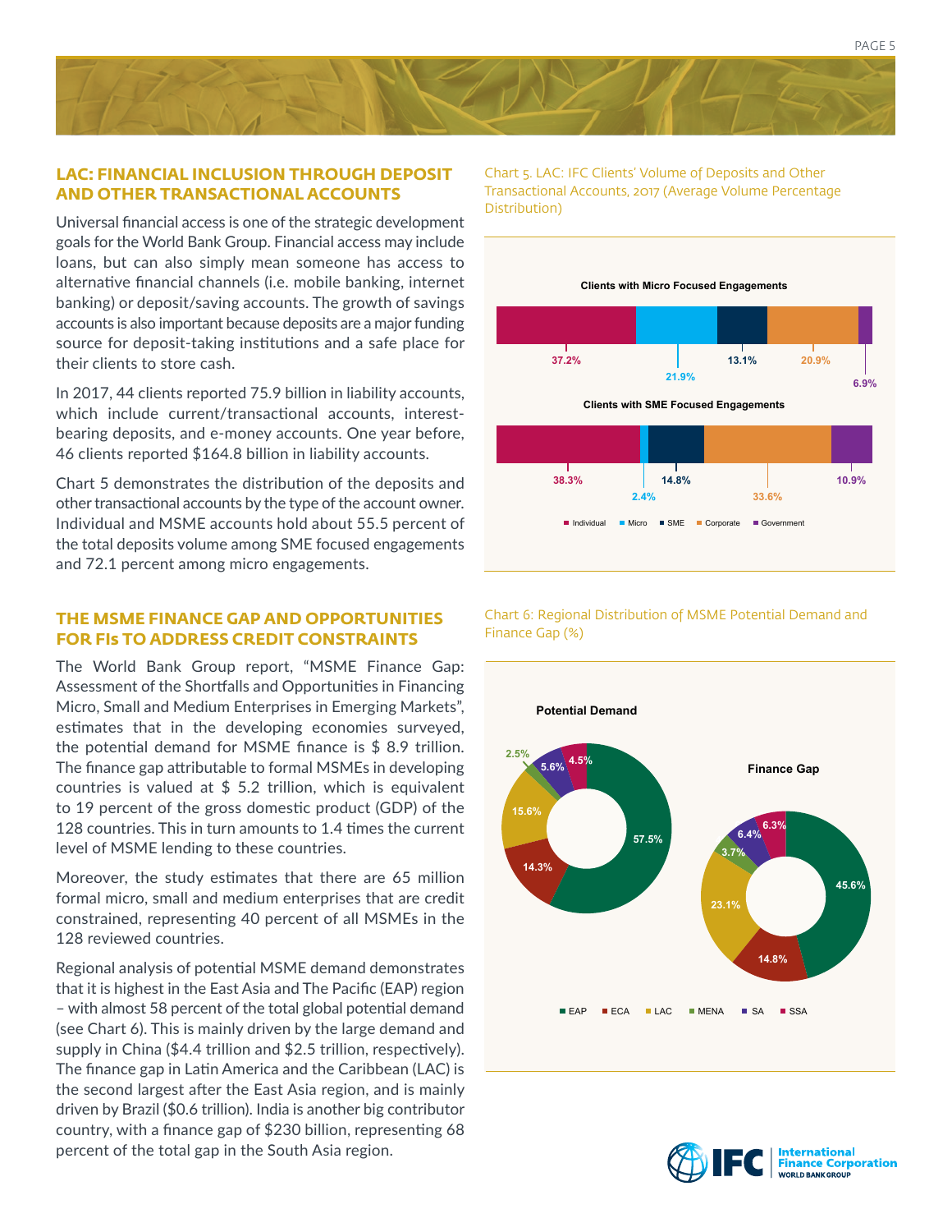## LAC: FINANCIAL INCLUSION THROUGH DEPOSIT AND OTHER TRANSACTIONAL ACCOUNTS

Universal financial access is one of the strategic development goals for the World Bank Group. Financial access may include loans, but can also simply mean someone has access to alternative financial channels (i.e. mobile banking, internet banking) or deposit/saving accounts. The growth of savings accounts is also important because deposits are a major funding source for deposit-taking institutions and a safe place for their clients to store cash.

In 2017, 44 clients reported 75.9 billion in liability accounts, which include current/transactional accounts, interest-bearing deposits, and e-money accounts. One year before, 46 clients reported $164.8 billion in liability accounts.

Chart 5 demonstrates the distribution of the deposits and other transactional accounts by the type of the account owner. Individual and MSME accounts hold about 55.5 percent of the total deposits volume among SME focused engagements and 72.1 percent among micro engagements.

Chart 5. LAC: IFC Clients' Volume of Deposits and Other Transactional Accounts, 2017 (Average Volume Percentage Distribution)

| | Individual | Micro | SME | Corporate | Government |
|---|---|---|---|---|---|
| Clients with Micro Focused Engagements | 37.2% | 21.9% | 13.1% | 20.9% | 6.9% |
| Clients with SME Focused Engagements | 38.3% | 2.4% | 14.8% | 33.6% | 10.9% |

## THE MSME FINANCE GAP AND OPPORTUNITIES FOR FIs TO ADDRESS CREDIT CONSTRAINTS

The World Bank Group report, "MSME Finance Gap: Assessment of the Shortfalls and Opportunities in Financing Micro, Small and Medium Enterprises in Emerging Markets", estimates that in the developing economies surveyed, the potential demand for MSME finance is $ 8.9 trillion. The finance gap attributable to formal MSMEs in developing countries is valued at $ 5.2 trillion, which is equivalent to 19 percent of the gross domestic product (GDP) of the 128 countries. This in turn amounts to 1.4 times the current level of MSME lending to these countries.

Moreover, the study estimates that there are 65 million formal micro, small and medium enterprises that are credit constrained, representing 40 percent of all MSMEs in the 128 reviewed countries.

Regional analysis of potential MSME demand demonstrates that it is highest in the East Asia and The Pacific (EAP) region – with almost 58 percent of the total global potential demand (see Chart 6). This is mainly driven by the large demand and supply in China ($4.4 trillion and $2.5 trillion, respectively). The finance gap in Latin America and the Caribbean (LAC) is the second largest after the East Asia region, and is mainly driven by Brazil ($0.6 trillion). India is another big contributor country, with a finance gap of $230 billion, representing 68 percent of the total gap in the South Asia region.

Chart 6: Regional Distribution of MSME Potential Demand and Finance Gap (%)

| | EAP | ECA | LAC | MENA | SA | SSA |
|---|---|---|---|---|---|---|
| Potential Demand | 57.5% | 14.3% | 15.6% | 2.5% | 5.6% | 4.5% |
| Finance Gap | 45.6% | 14.8% | 23.1% | 3.7% | 6.4% | 6.3% |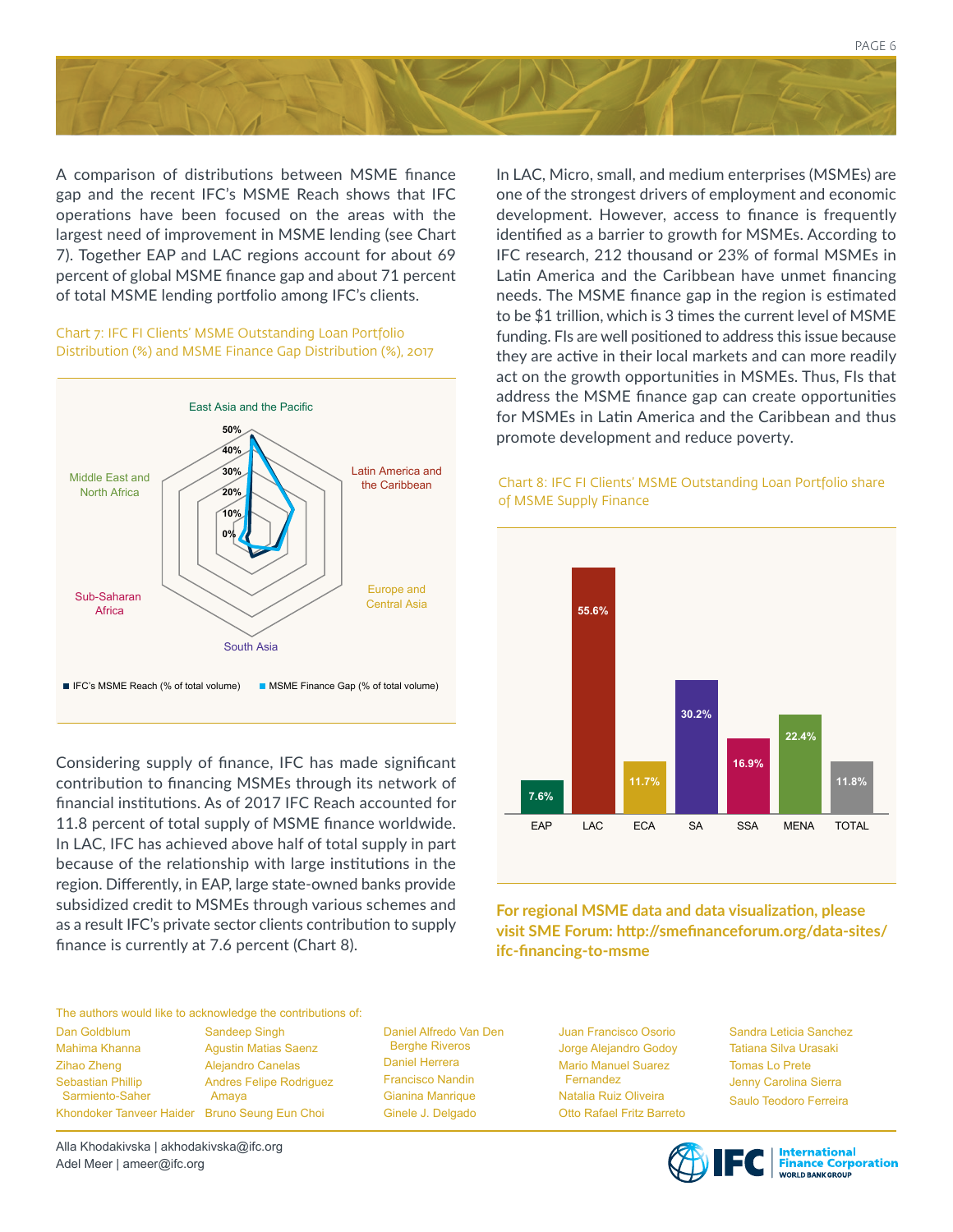A comparison of distributions between MSME finance gap and the recent IFC's MSME Reach shows that IFC operations have been focused on the areas with the largest need of improvement in MSME lending (see Chart 7). Together EAP and LAC regions account for about 69 percent of global MSME finance gap and about 71 percent of total MSME lending portfolio among IFC's clients.

Chart 7: IFC FI Clients' MSME Outstanding Loan Portfolio Distribution (%) and MSME Finance Gap Distribution (%), 2017

East Asia and the Pacific
Latin America and the Caribbean
Europe and Central Asia
South Asia
Sub-Saharan Africa
Middle East and North Africa
50%
40%
30%
20%
10%
0%
IFC's MSME Reach (% of total volume)
MSME Finance Gap (% of total volume)

Considering supply of finance, IFC has made significant contribution to financing MSMEs through its network of financial institutions. As of 2017 IFC Reach accounted for 11.8 percent of total supply of MSME finance worldwide. In LAC, IFC has achieved above half of total supply in part because of the relationship with large institutions in the region. Differently, in EAP, large state-owned banks provide subsidized credit to MSMEs through various schemes and as a result IFC's private sector clients contribution to supply finance is currently at 7.6 percent (Chart 8).

In LAC, Micro, small, and medium enterprises (MSMEs) are one of the strongest drivers of employment and economic development. However, access to finance is frequently identified as a barrier to growth for MSMEs. According to IFC research, 212 thousand or 23% of formal MSMEs in Latin America and the Caribbean have unmet financing needs. The MSME finance gap in the region is estimated to be $1 trillion, which is 3 times the current level of MSME funding. FIs are well positioned to address this issue because they are active in their local markets and can more readily act on the growth opportunities in MSMEs. Thus, FIs that address the MSME finance gap can create opportunities for MSMEs in Latin America and the Caribbean and thus promote development and reduce poverty.

Chart 8: IFC FI Clients' MSME Outstanding Loan Portfolio share of MSME Supply Finance

EAP 7.6%
LAC 55.6%
ECA 11.7%
SA 30.2%
SSA 16.9%
MENA 22.4%
TOTAL 11.8%

**For regional MSME data and data visualization, please visit SME Forum: http://smefinanceforum.org/data-sites/ifc-financing-to-msme**

The authors would like to acknowledge the contributions of:

Dan Goldblum, Mahima Khanna, Zihao Zheng, Sebastian Phillip Sarmiento-Saher, Khondoker Tanveer Haider, Sandeep Singh, Agustin Matias Saenz, Alejandro Canelas, Andres Felipe Rodriguez Amaya, Bruno Seung Eun Choi, Daniel Alfredo Van Den Berghe Riveros, Daniel Herrera, Francisco Nandin, Gianina Manrique, Ginele J. Delgado, Juan Francisco Osorio, Jorge Alejandro Godoy, Mario Manuel Suarez Fernandez, Natalia Ruiz Oliveira, Otto Rafael Fritz Barreto, Sandra Leticia Sanchez, Tatiana Silva Urasaki, Tomas Lo Prete, Jenny Carolina Sierra, Saulo Teodoro Ferreira

Alla Khodakivska | akhodakivska@ifc.org
Adel Meer | ameer@ifc.org

IFC International Finance Corporation WORLD BANK GROUP